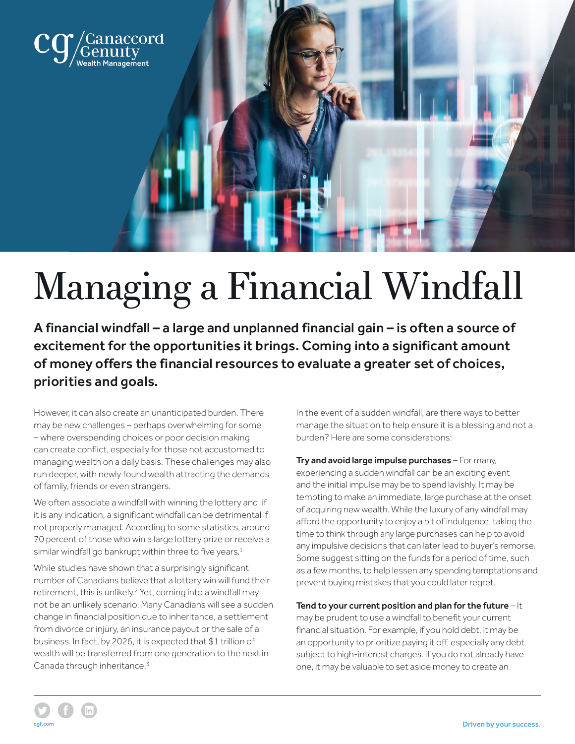# Managing a Financial Windfall

**A financial windfall – a large and unplanned financial gain – is often a source of excitement for the opportunities it brings. Coming into a significant amount of money offers the financial resources to evaluate a greater set of choices, priorities and goals.**

However, it can also create an unanticipated burden. There may be new challenges – perhaps overwhelming for some – where overspending choices or poor decision making can create conflict, especially for those not accustomed to managing wealth on a daily basis. These challenges may also run deeper, with newly found wealth attracting the demands of family, friends or even strangers.

We often associate a windfall with winning the lottery and, if it is any indication, a significant windfall can be detrimental if not properly managed. According to some statistics, around 70 percent of those who win a large lottery prize or receive a similar windfall go bankrupt within three to five years.[1]

While studies have shown that a surprisingly significant number of Canadians believe that a lottery win will fund their retirement, this is unlikely.[2] Yet, coming into a windfall may not be an unlikely scenario. Many Canadians will see a sudden change in financial position due to inheritance, a settlement from divorce or injury, an insurance payout or the sale of a business. In fact, by 2026, it is expected that $1 trillion of wealth will be transferred from one generation to the next in Canada through inheritance.[3]

In the event of a sudden windfall, are there ways to better manage the situation to help ensure it is a blessing and not a burden? Here are some considerations:

**Try and avoid large impulse purchases** – For many, experiencing a sudden windfall can be an exciting event and the initial impulse may be to spend lavishly. It may be tempting to make an immediate, large purchase at the onset of acquiring new wealth. While the luxury of any windfall may afford the opportunity to enjoy a bit of indulgence, taking the time to think through any large purchases can help to avoid any impulsive decisions that can later lead to buyer's remorse. Some suggest sitting on the funds for a period of time, such as a few months, to help lessen any spending temptations and prevent buying mistakes that you could later regret.

**Tend to your current position and plan for the future** – It may be prudent to use a windfall to benefit your current financial situation. For example, if you hold debt, it may be an opportunity to prioritize paying it off, especially any debt subject to high-interest charges. If you do not already have one, it may be valuable to set aside money to create an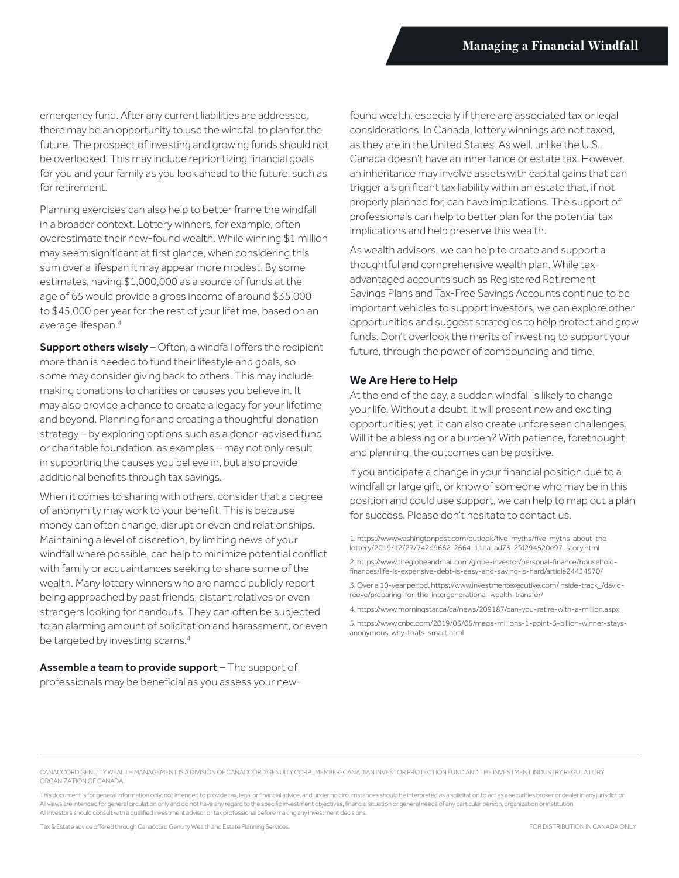emergency fund. After any current liabilities are addressed, there may be an opportunity to use the windfall to plan for the future. The prospect of investing and growing funds should not be overlooked. This may include reprioritizing financial goals for you and your family as you look ahead to the future, such as for retirement.

Planning exercises can also help to better frame the windfall in a broader context. Lottery winners, for example, often overestimate their new-found wealth. While winning $1 million may seem significant at first glance, when considering this sum over a lifespan it may appear more modest. By some estimates, having $1,000,000 as a source of funds at the age of 65 would provide a gross income of around $35,000 to $45,000 per year for the rest of your lifetime, based on an average lifespan.[4]

**Support others wisely** – Often, a windfall offers the recipient more than is needed to fund their lifestyle and goals, so some may consider giving back to others. This may include making donations to charities or causes you believe in. It may also provide a chance to create a legacy for your lifetime and beyond. Planning for and creating a thoughtful donation strategy – by exploring options such as a donor-advised fund or charitable foundation, as examples – may not only result in supporting the causes you believe in, but also provide additional benefits through tax savings.

When it comes to sharing with others, consider that a degree of anonymity may work to your benefit. This is because money can often change, disrupt or even end relationships. Maintaining a level of discretion, by limiting news of your windfall where possible, can help to minimize potential conflict with family or acquaintances seeking to share some of the wealth. Many lottery winners who are named publicly report being approached by past friends, distant relatives or even strangers looking for handouts. They can often be subjected to an alarming amount of solicitation and harassment, or even be targeted by investing scams.[4]

**Assemble a team to provide support** – The support of professionals may be beneficial as you assess your new-found wealth, especially if there are associated tax or legal considerations. In Canada, lottery winnings are not taxed, as they are in the United States. As well, unlike the U.S., Canada doesn't have an inheritance or estate tax. However, an inheritance may involve assets with capital gains that can trigger a significant tax liability within an estate that, if not properly planned for, can have implications. The support of professionals can help to better plan for the potential tax implications and help preserve this wealth.

As wealth advisors, we can help to create and support a thoughtful and comprehensive wealth plan. While tax-advantaged accounts such as Registered Retirement Savings Plans and Tax-Free Savings Accounts continue to be important vehicles to support investors, we can explore other opportunities and suggest strategies to help protect and grow funds. Don't overlook the merits of investing to support your future, through the power of compounding and time.

## We Are Here to Help

At the end of the day, a sudden windfall is likely to change your life. Without a doubt, it will present new and exciting opportunities; yet, it can also create unforeseen challenges. Will it be a blessing or a burden? With patience, forethought and planning, the outcomes can be positive.

If you anticipate a change in your financial position due to a windfall or large gift, or know of someone who may be in this position and could use support, we can help to map out a plan for success. Please don't hesitate to contact us.

1. https://www.washingtonpost.com/outlook/five-myths/five-myths-about-the-lottery/2019/12/27/742b9662-2664-11ea-ad73-2fd294520e97_story.html
2. https://www.theglobeandmail.com/globe-investor/personal-finance/household-finances/life-is-expensive-debt-is-easy-and-saving-is-hard/article24434570/
3. Over a 10-year period. https://www.investmentexecutive.com/inside-track_/david-reeve/preparing-for-the-intergenerational-wealth-transfer/
4. https://www.morningstar.ca/ca/news/209187/can-you-retire-with-a-million.aspx
5. https://www.cnbc.com/2019/03/05/mega-millions-1-point-5-billion-winner-stays-anonymous-why-thats-smart.html

CANACCORD GENUITY WEALTH MANAGEMENT IS A DIVISION OF CANACCORD GENUITY CORP., MEMBER-CANADIAN INVESTOR PROTECTION FUND AND THE INVESTMENT INDUSTRY REGULATORY ORGANIZATION OF CANADA

This document is for general information only, not intended to provide tax, legal or financial advice, and under no circumstances should be interpreted as a solicitation to act as a securities broker or dealer in any jurisdiction. All views are intended for general circulation only and do not have any regard to the specific investment objectives, financial situation or general needs of any particular person, organization or institution. All investors should consult with a qualified investment advisor or tax professional before making any investment decisions.

Tax & Estate advice offered through Canaccord Genuity Wealth and Estate Planning Services.

FOR DISTRIBUTION IN CANADA ONLY